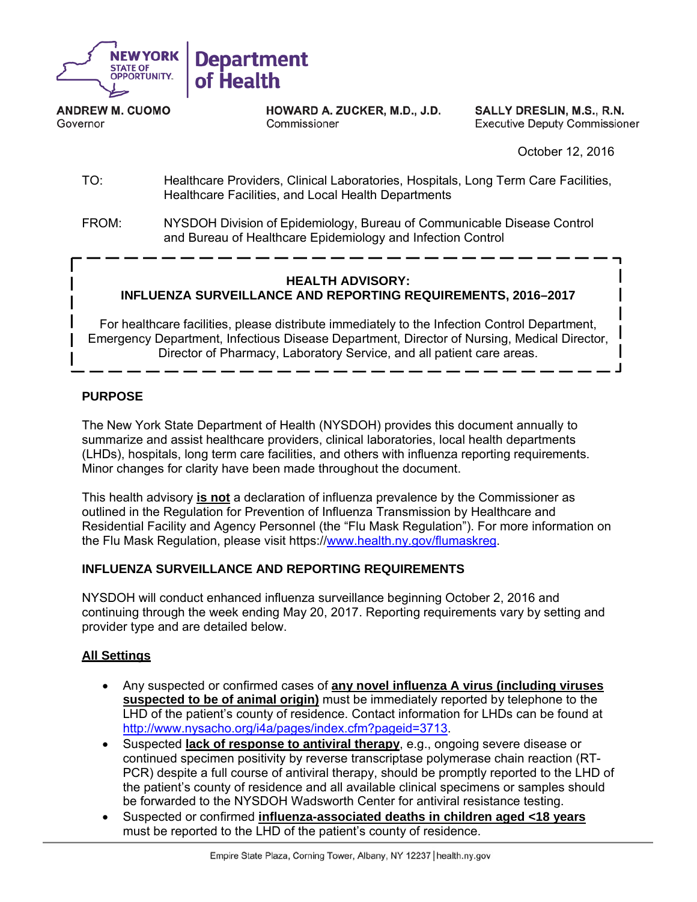NEW YORK STATE OF OPPORTUNITY. | Department of Health

**ANDREW M. CUOMO**
Governor

**HOWARD A. ZUCKER, M.D., J.D.**
Commissioner

**SALLY DRESLIN, M.S., R.N.**
Executive Deputy Commissioner

October 12, 2016

TO: Healthcare Providers, Clinical Laboratories, Hospitals, Long Term Care Facilities, Healthcare Facilities, and Local Health Departments

FROM: NYSDOH Division of Epidemiology, Bureau of Communicable Disease Control and Bureau of Healthcare Epidemiology and Infection Control

**HEALTH ADVISORY:**
**INFLUENZA SURVEILLANCE AND REPORTING REQUIREMENTS, 2016–2017**

For healthcare facilities, please distribute immediately to the Infection Control Department, Emergency Department, Infectious Disease Department, Director of Nursing, Medical Director, Director of Pharmacy, Laboratory Service, and all patient care areas.

## PURPOSE

The New York State Department of Health (NYSDOH) provides this document annually to summarize and assist healthcare providers, clinical laboratories, local health departments (LHDs), hospitals, long term care facilities, and others with influenza reporting requirements. Minor changes for clarity have been made throughout the document.

This health advisory **is not** a declaration of influenza prevalence by the Commissioner as outlined in the Regulation for Prevention of Influenza Transmission by Healthcare and Residential Facility and Agency Personnel (the "Flu Mask Regulation"). For more information on the Flu Mask Regulation, please visit https://www.health.ny.gov/flumaskreg.

## INFLUENZA SURVEILLANCE AND REPORTING REQUIREMENTS

NYSDOH will conduct enhanced influenza surveillance beginning October 2, 2016 and continuing through the week ending May 20, 2017. Reporting requirements vary by setting and provider type and are detailed below.

### All Settings

- Any suspected or confirmed cases of **any novel influenza A virus (including viruses suspected to be of animal origin)** must be immediately reported by telephone to the LHD of the patient's county of residence. Contact information for LHDs can be found at http://www.nysacho.org/i4a/pages/index.cfm?pageid=3713.
- Suspected **lack of response to antiviral therapy**, e.g., ongoing severe disease or continued specimen positivity by reverse transcriptase polymerase chain reaction (RT-PCR) despite a full course of antiviral therapy, should be promptly reported to the LHD of the patient's county of residence and all available clinical specimens or samples should be forwarded to the NYSDOH Wadsworth Center for antiviral resistance testing.
- Suspected or confirmed **influenza-associated deaths in children aged <18 years** must be reported to the LHD of the patient's county of residence.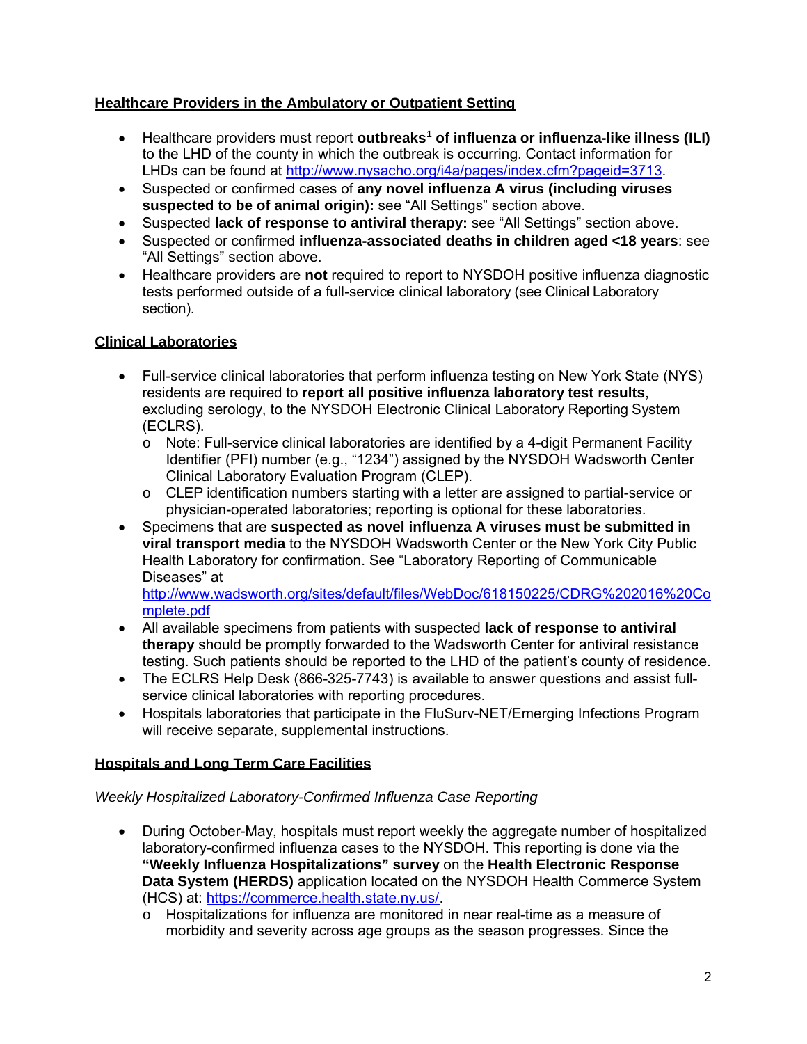## Healthcare Providers in the Ambulatory or Outpatient Setting

- Healthcare providers must report **outbreaks[1] of influenza or influenza-like illness (ILI)** to the LHD of the county in which the outbreak is occurring. Contact information for LHDs can be found at http://www.nysacho.org/i4a/pages/index.cfm?pageid=3713.
- Suspected or confirmed cases of **any novel influenza A virus (including viruses suspected to be of animal origin):** see "All Settings" section above.
- Suspected **lack of response to antiviral therapy:** see "All Settings" section above.
- Suspected or confirmed **influenza-associated deaths in children aged <18 years**: see "All Settings" section above.
- Healthcare providers are **not** required to report to NYSDOH positive influenza diagnostic tests performed outside of a full-service clinical laboratory (see Clinical Laboratory section).

## Clinical Laboratories

- Full-service clinical laboratories that perform influenza testing on New York State (NYS) residents are required to **report all positive influenza laboratory test results**, excluding serology, to the NYSDOH Electronic Clinical Laboratory Reporting System (ECLRS).
  - Note: Full-service clinical laboratories are identified by a 4-digit Permanent Facility Identifier (PFI) number (e.g., "1234") assigned by the NYSDOH Wadsworth Center Clinical Laboratory Evaluation Program (CLEP).
  - CLEP identification numbers starting with a letter are assigned to partial-service or physician-operated laboratories; reporting is optional for these laboratories.
- Specimens that are **suspected as novel influenza A viruses must be submitted in viral transport media** to the NYSDOH Wadsworth Center or the New York City Public Health Laboratory for confirmation. See "Laboratory Reporting of Communicable Diseases" at http://www.wadsworth.org/sites/default/files/WebDoc/618150225/CDRG%202016%20Complete.pdf
- All available specimens from patients with suspected **lack of response to antiviral therapy** should be promptly forwarded to the Wadsworth Center for antiviral resistance testing. Such patients should be reported to the LHD of the patient's county of residence.
- The ECLRS Help Desk (866-325-7743) is available to answer questions and assist full-service clinical laboratories with reporting procedures.
- Hospitals laboratories that participate in the FluSurv-NET/Emerging Infections Program will receive separate, supplemental instructions.

## Hospitals and Long Term Care Facilities

*Weekly Hospitalized Laboratory-Confirmed Influenza Case Reporting*

- During October-May, hospitals must report weekly the aggregate number of hospitalized laboratory-confirmed influenza cases to the NYSDOH. This reporting is done via the **"Weekly Influenza Hospitalizations" survey** on the **Health Electronic Response Data System (HERDS)** application located on the NYSDOH Health Commerce System (HCS) at: https://commerce.health.state.ny.us/.
  - Hospitalizations for influenza are monitored in near real-time as a measure of morbidity and severity across age groups as the season progresses. Since the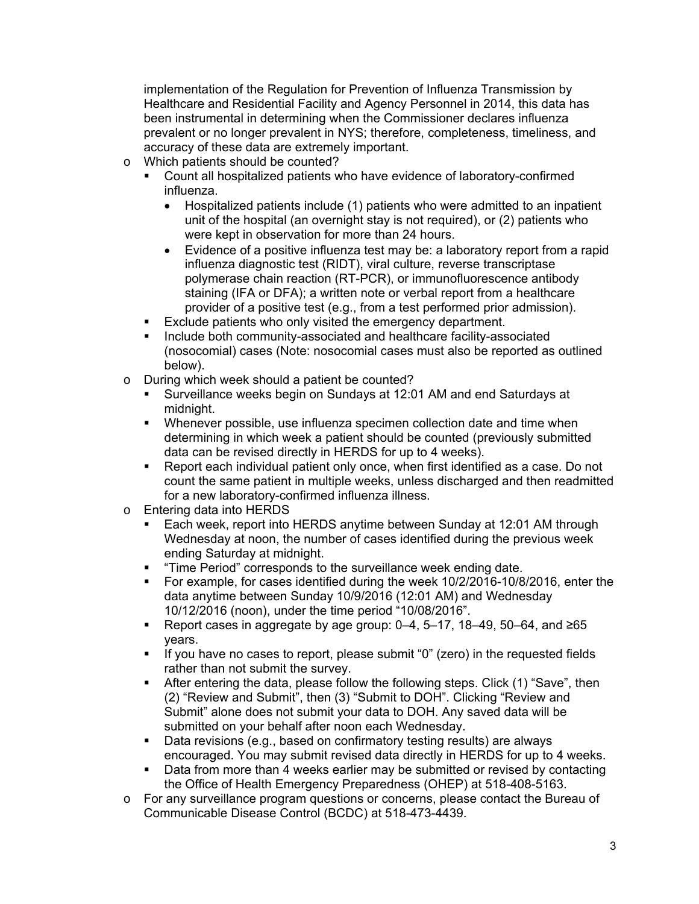implementation of the Regulation for Prevention of Influenza Transmission by Healthcare and Residential Facility and Agency Personnel in 2014, this data has been instrumental in determining when the Commissioner declares influenza prevalent or no longer prevalent in NYS; therefore, completeness, timeliness, and accuracy of these data are extremely important.

- Which patients should be counted?
  - Count all hospitalized patients who have evidence of laboratory-confirmed influenza.
    - Hospitalized patients include (1) patients who were admitted to an inpatient unit of the hospital (an overnight stay is not required), or (2) patients who were kept in observation for more than 24 hours.
    - Evidence of a positive influenza test may be: a laboratory report from a rapid influenza diagnostic test (RIDT), viral culture, reverse transcriptase polymerase chain reaction (RT-PCR), or immunofluorescence antibody staining (IFA or DFA); a written note or verbal report from a healthcare provider of a positive test (e.g., from a test performed prior admission).
  - Exclude patients who only visited the emergency department.
  - Include both community-associated and healthcare facility-associated (nosocomial) cases (Note: nosocomial cases must also be reported as outlined below).
- During which week should a patient be counted?
  - Surveillance weeks begin on Sundays at 12:01 AM and end Saturdays at midnight.
  - Whenever possible, use influenza specimen collection date and time when determining in which week a patient should be counted (previously submitted data can be revised directly in HERDS for up to 4 weeks).
  - Report each individual patient only once, when first identified as a case. Do not count the same patient in multiple weeks, unless discharged and then readmitted for a new laboratory-confirmed influenza illness.
- Entering data into HERDS
  - Each week, report into HERDS anytime between Sunday at 12:01 AM through Wednesday at noon, the number of cases identified during the previous week ending Saturday at midnight.
  - "Time Period" corresponds to the surveillance week ending date.
  - For example, for cases identified during the week 10/2/2016-10/8/2016, enter the data anytime between Sunday 10/9/2016 (12:01 AM) and Wednesday 10/12/2016 (noon), under the time period "10/08/2016".
  - Report cases in aggregate by age group: 0–4, 5–17, 18–49, 50–64, and ≥65 years.
  - If you have no cases to report, please submit "0" (zero) in the requested fields rather than not submit the survey.
  - After entering the data, please follow the following steps. Click (1) "Save", then (2) "Review and Submit", then (3) "Submit to DOH". Clicking "Review and Submit" alone does not submit your data to DOH. Any saved data will be submitted on your behalf after noon each Wednesday.
  - Data revisions (e.g., based on confirmatory testing results) are always encouraged. You may submit revised data directly in HERDS for up to 4 weeks.
  - Data from more than 4 weeks earlier may be submitted or revised by contacting the Office of Health Emergency Preparedness (OHEP) at 518-408-5163.
- For any surveillance program questions or concerns, please contact the Bureau of Communicable Disease Control (BCDC) at 518-473-4439.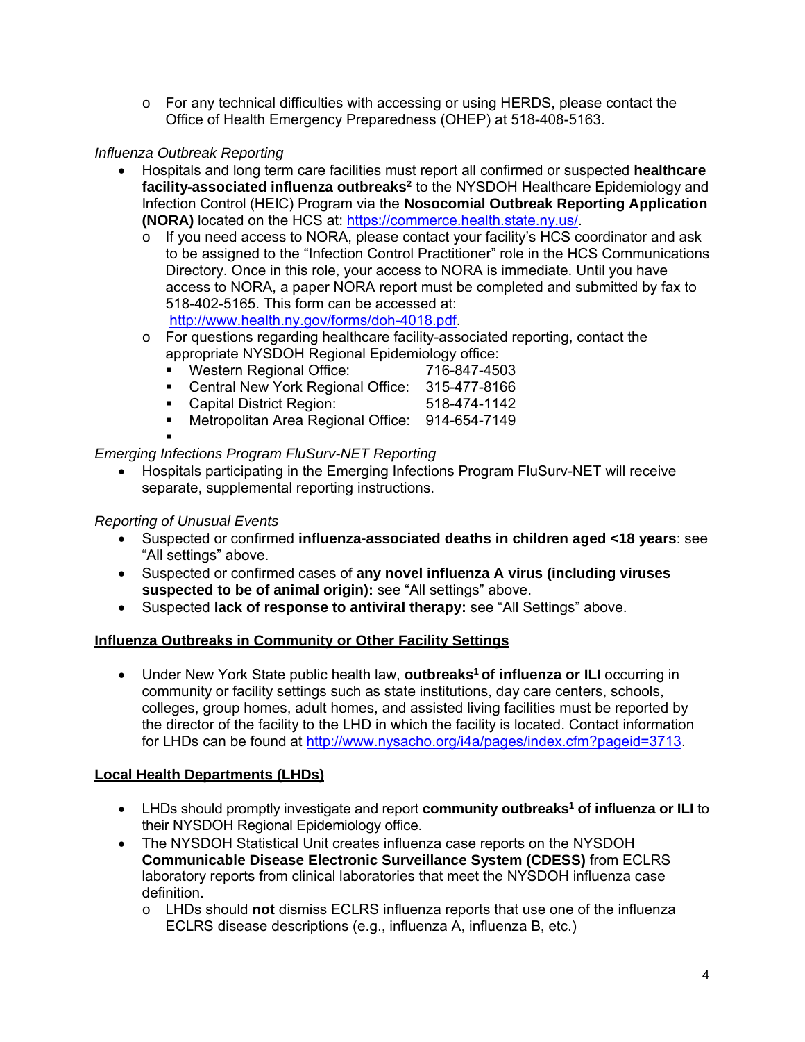- For any technical difficulties with accessing or using HERDS, please contact the Office of Health Emergency Preparedness (OHEP) at 518-408-5163.

*Influenza Outbreak Reporting*

- Hospitals and long term care facilities must report all confirmed or suspected **healthcare facility-associated influenza outbreaks**[2] to the NYSDOH Healthcare Epidemiology and Infection Control (HEIC) Program via the **Nosocomial Outbreak Reporting Application (NORA)** located on the HCS at: https://commerce.health.state.ny.us/.
  - If you need access to NORA, please contact your facility's HCS coordinator and ask to be assigned to the "Infection Control Practitioner" role in the HCS Communications Directory. Once in this role, your access to NORA is immediate. Until you have access to NORA, a paper NORA report must be completed and submitted by fax to 518-402-5165. This form can be accessed at: http://www.health.ny.gov/forms/doh-4018.pdf.
  - For questions regarding healthcare facility-associated reporting, contact the appropriate NYSDOH Regional Epidemiology office:
    - Western Regional Office: 716-847-4503
    - Central New York Regional Office: 315-477-8166
    - Capital District Region: 518-474-1142
    - Metropolitan Area Regional Office: 914-654-7149

*Emerging Infections Program FluSurv-NET Reporting*

- Hospitals participating in the Emerging Infections Program FluSurv-NET will receive separate, supplemental reporting instructions.

*Reporting of Unusual Events*

- Suspected or confirmed **influenza-associated deaths in children aged <18 years**: see "All settings" above.
- Suspected or confirmed cases of **any novel influenza A virus (including viruses suspected to be of animal origin):** see "All settings" above.
- Suspected **lack of response to antiviral therapy:** see "All Settings" above.

**Influenza Outbreaks in Community or Other Facility Settings**

- Under New York State public health law, **outbreaks**[1] **of influenza or ILI** occurring in community or facility settings such as state institutions, day care centers, schools, colleges, group homes, adult homes, and assisted living facilities must be reported by the director of the facility to the LHD in which the facility is located. Contact information for LHDs can be found at http://www.nysacho.org/i4a/pages/index.cfm?pageid=3713.

**Local Health Departments (LHDs)**

- LHDs should promptly investigate and report **community outbreaks**[1] **of influenza or ILI** to their NYSDOH Regional Epidemiology office.
- The NYSDOH Statistical Unit creates influenza case reports on the NYSDOH **Communicable Disease Electronic Surveillance System (CDESS)** from ECLRS laboratory reports from clinical laboratories that meet the NYSDOH influenza case definition.
  - LHDs should **not** dismiss ECLRS influenza reports that use one of the influenza ECLRS disease descriptions (e.g., influenza A, influenza B, etc.)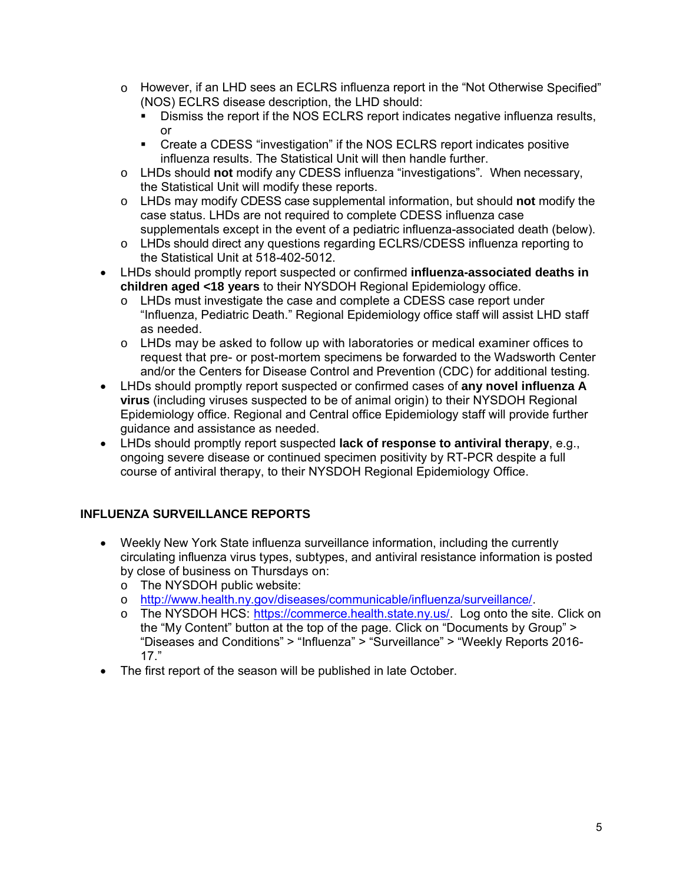- However, if an LHD sees an ECLRS influenza report in the "Not Otherwise Specified" (NOS) ECLRS disease description, the LHD should:
    - Dismiss the report if the NOS ECLRS report indicates negative influenza results, or
    - Create a CDESS "investigation" if the NOS ECLRS report indicates positive influenza results. The Statistical Unit will then handle further.
  - LHDs should **not** modify any CDESS influenza "investigations". When necessary, the Statistical Unit will modify these reports.
  - LHDs may modify CDESS case supplemental information, but should **not** modify the case status. LHDs are not required to complete CDESS influenza case supplementals except in the event of a pediatric influenza-associated death (below).
  - LHDs should direct any questions regarding ECLRS/CDESS influenza reporting to the Statistical Unit at 518-402-5012.
- LHDs should promptly report suspected or confirmed **influenza-associated deaths in children aged <18 years** to their NYSDOH Regional Epidemiology office.
  - LHDs must investigate the case and complete a CDESS case report under "Influenza, Pediatric Death." Regional Epidemiology office staff will assist LHD staff as needed.
  - LHDs may be asked to follow up with laboratories or medical examiner offices to request that pre- or post-mortem specimens be forwarded to the Wadsworth Center and/or the Centers for Disease Control and Prevention (CDC) for additional testing.
- LHDs should promptly report suspected or confirmed cases of **any novel influenza A virus** (including viruses suspected to be of animal origin) to their NYSDOH Regional Epidemiology office. Regional and Central office Epidemiology staff will provide further guidance and assistance as needed.
- LHDs should promptly report suspected **lack of response to antiviral therapy**, e.g., ongoing severe disease or continued specimen positivity by RT-PCR despite a full course of antiviral therapy, to their NYSDOH Regional Epidemiology Office.

## INFLUENZA SURVEILLANCE REPORTS

- Weekly New York State influenza surveillance information, including the currently circulating influenza virus types, subtypes, and antiviral resistance information is posted by close of business on Thursdays on:
  - The NYSDOH public website:
  - http://www.health.ny.gov/diseases/communicable/influenza/surveillance/.
  - The NYSDOH HCS: https://commerce.health.state.ny.us/. Log onto the site. Click on the "My Content" button at the top of the page. Click on "Documents by Group" > "Diseases and Conditions" > "Influenza" > "Surveillance" > "Weekly Reports 2016-17."
- The first report of the season will be published in late October.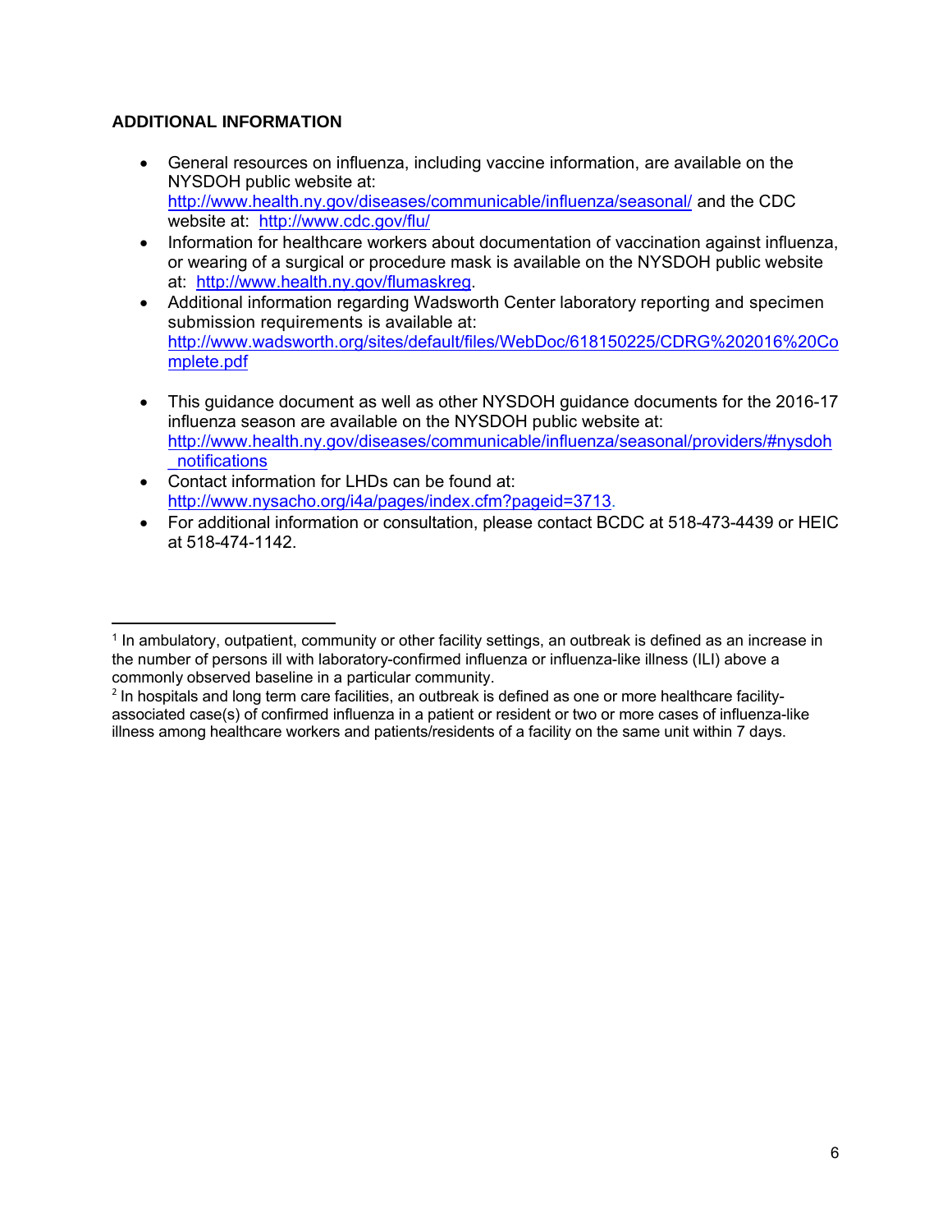**ADDITIONAL INFORMATION**

- General resources on influenza, including vaccine information, are available on the NYSDOH public website at: http://www.health.ny.gov/diseases/communicable/influenza/seasonal/ and the CDC website at: http://www.cdc.gov/flu/
- Information for healthcare workers about documentation of vaccination against influenza, or wearing of a surgical or procedure mask is available on the NYSDOH public website at: http://www.health.ny.gov/flumaskreg.
- Additional information regarding Wadsworth Center laboratory reporting and specimen submission requirements is available at: http://www.wadsworth.org/sites/default/files/WebDoc/618150225/CDRG%202016%20Complete.pdf
- This guidance document as well as other NYSDOH guidance documents for the 2016-17 influenza season are available on the NYSDOH public website at: http://www.health.ny.gov/diseases/communicable/influenza/seasonal/providers/#nysdoh_notifications
- Contact information for LHDs can be found at: http://www.nysacho.org/i4a/pages/index.cfm?pageid=3713.
- For additional information or consultation, please contact BCDC at 518-473-4439 or HEIC at 518-474-1142.

---

[1] In ambulatory, outpatient, community or other facility settings, an outbreak is defined as an increase in the number of persons ill with laboratory-confirmed influenza or influenza-like illness (ILI) above a commonly observed baseline in a particular community.

[2] In hospitals and long term care facilities, an outbreak is defined as one or more healthcare facility-associated case(s) of confirmed influenza in a patient or resident or two or more cases of influenza-like illness among healthcare workers and patients/residents of a facility on the same unit within 7 days.